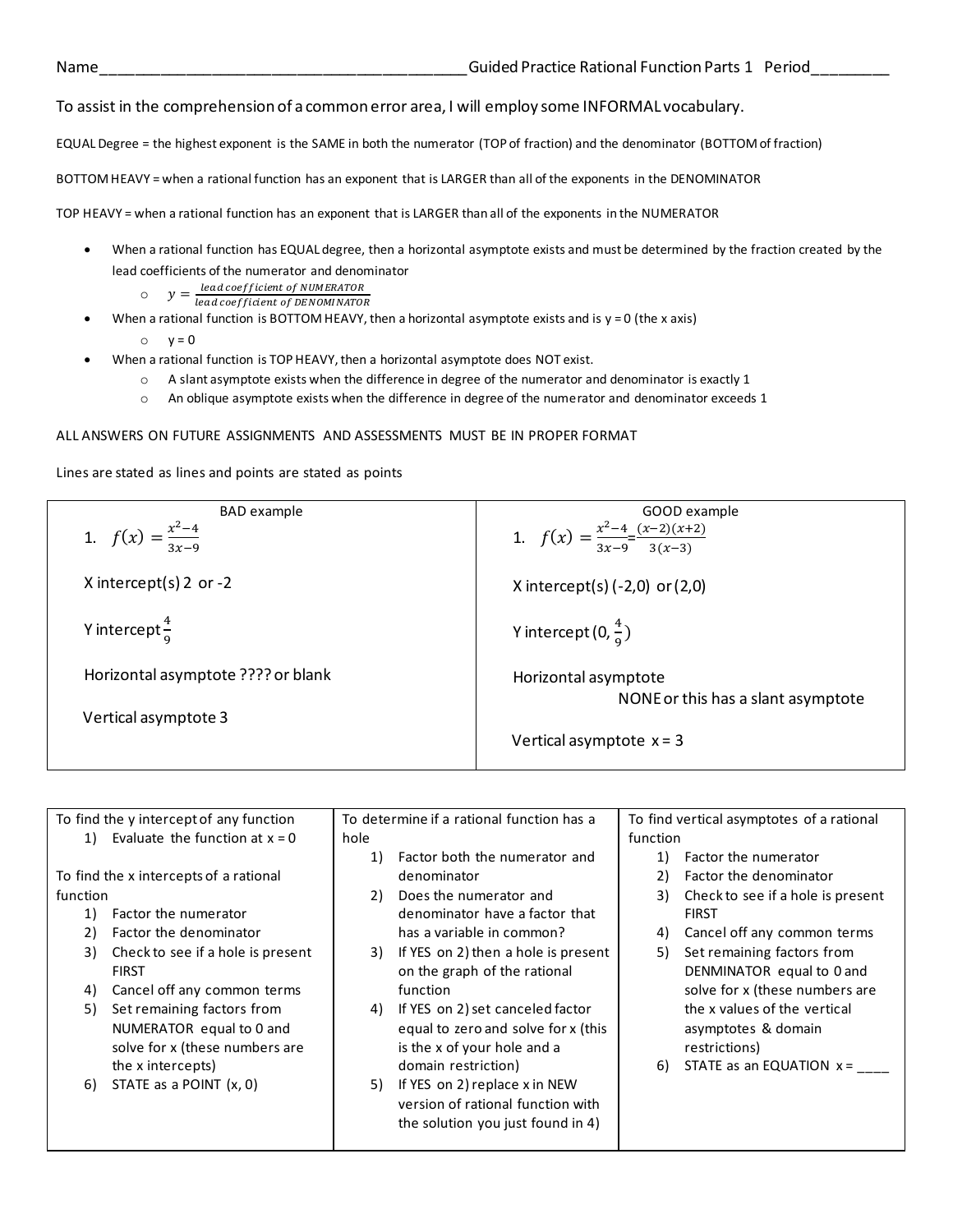Name\_\_\_\_\_\_\_\_\_\_\_\_\_\_\_\_\_\_\_\_\_\_\_\_\_\_\_\_\_\_\_\_\_\_\_\_\_\_\_\_\_\_Guided Practice Rational Function Parts 1 Period\_\_\_\_\_\_\_\_\_

To assist in the comprehension of a common error area, I will employ some INFORMAL vocabulary.

EQUAL Degree = the highest exponent is the SAME in both the numerator (TOP of fraction) and the denominator (BOTTOM of fraction)

BOTTOM HEAVY = when a rational function has an exponent that is LARGER than all of the exponents in the DENOMINATOR

TOP HEAVY = when a rational function has an exponent that is LARGER than all of the exponents in the NUMERATOR

- When a rational function has EQUAL degree, then a horizontal asymptote exists and must be determined by the fraction created by the lead coefficients of the numerator and denominator
  - $y = \frac{lead\ coefficient\ of\ NUMERATOR}{lead\ coefficient\ of\ DENOMINATOR}$
- When a rational function is BOTTOM HEAVY, then a horizontal asymptote exists and is y = 0 (the x axis)
  - y = 0
- When a rational function is TOP HEAVY, then a horizontal asymptote does NOT exist.
  - A slant asymptote exists when the difference in degree of the numerator and denominator is exactly 1
  - An oblique asymptote exists when the difference in degree of the numerator and denominator exceeds 1

ALL ANSWERS ON FUTURE ASSIGNMENTS AND ASSESSMENTS MUST BE IN PROPER FORMAT

Lines are stated as lines and points are stated as points

| BAD example | GOOD example |
|---|---|
| 1. $f(x) = \frac{x^2-4}{3x-9}$ | 1. $f(x) = \frac{x^2-4}{3x-9} = \frac{(x-2)(x+2)}{3(x-3)}$ |
| X intercept(s) 2 or -2 | X intercept(s) (-2,0) or (2,0) |
| Y intercept $\frac{4}{9}$ | Y intercept $(0, \frac{4}{9})$ |
| Horizontal asymptote ???? or blank | Horizontal asymptote NONE or this has a slant asymptote |
| Vertical asymptote 3 | Vertical asymptote x = 3 |

| To find the y intercept of any function<br>1) Evaluate the function at x = 0<br><br>To find the x intercepts of a rational function<br>1) Factor the numerator<br>2) Factor the denominator<br>3) Check to see if a hole is present FIRST<br>4) Cancel off any common terms<br>5) Set remaining factors from NUMERATOR equal to 0 and solve for x (these numbers are the x intercepts)<br>6) STATE as a POINT (x, 0) | To determine if a rational function has a hole<br>1) Factor both the numerator and denominator<br>2) Does the numerator and denominator have a factor that has a variable in common?<br>3) If YES on 2) then a hole is present on the graph of the rational function<br>4) If YES on 2) set canceled factor equal to zero and solve for x (this is the x of your hole and a domain restriction)<br>5) If YES on 2) replace x in NEW version of rational function with the solution you just found in 4) | To find vertical asymptotes of a rational function<br>1) Factor the numerator<br>2) Factor the denominator<br>3) Check to see if a hole is present FIRST<br>4) Cancel off any common terms<br>5) Set remaining factors from DENMINATOR equal to 0 and solve for x (these numbers are the x values of the vertical asymptotes & domain restrictions)<br>6) STATE as an EQUATION x = \_\_\_\_ |
|---|---|---|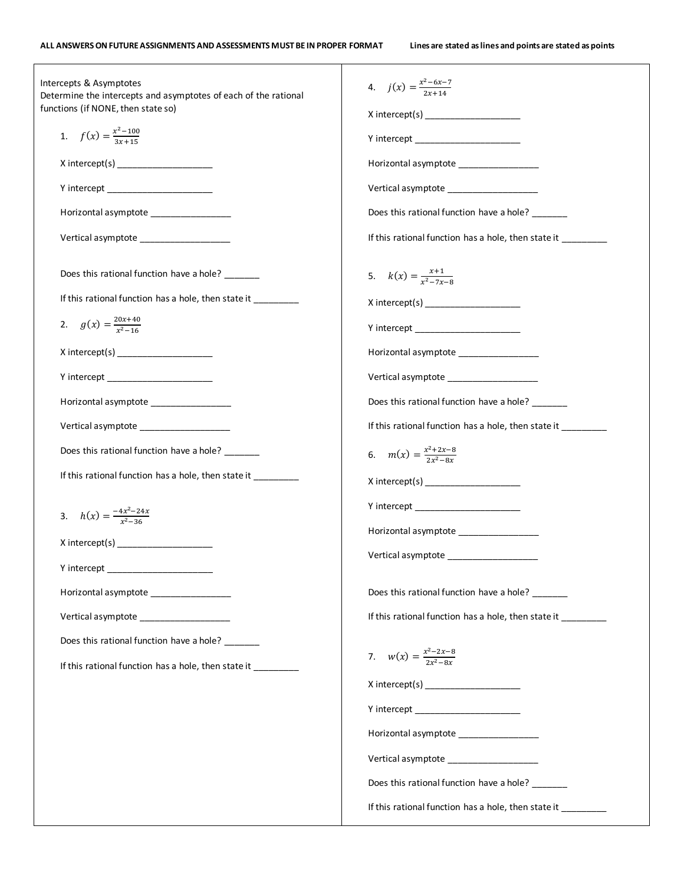**ALL ANSWERS ON FUTURE ASSIGNMENTS AND ASSESSMENTS MUST BE IN PROPER FORMAT** **Lines are stated as lines and points are stated as points**

Intercepts & Asymptotes
Determine the intercepts and asymptotes of each of the rational functions (if NONE, then state so)

1. $f(x) = \frac{x^2-100}{3x+15}$

X intercept(s) ____________________

Y intercept ______________________

Horizontal asymptote _________________

Vertical asymptote ___________________

Does this rational function have a hole? _______

If this rational function has a hole, then state it _________

2. $g(x) = \frac{20x+40}{x^2-16}$

X intercept(s) ____________________

Y intercept ______________________

Horizontal asymptote _________________

Vertical asymptote ___________________

Does this rational function have a hole? _______

If this rational function has a hole, then state it _________

3. $h(x) = \frac{-4x^2-24x}{x^2-36}$

X intercept(s) ____________________

Y intercept ______________________

Horizontal asymptote _________________

Vertical asymptote ___________________

Does this rational function have a hole? _______

If this rational function has a hole, then state it _________

4. $j(x) = \frac{x^2-6x-7}{2x+14}$

X intercept(s) ____________________

Y intercept ______________________

Horizontal asymptote _________________

Vertical asymptote ___________________

Does this rational function have a hole? _______

If this rational function has a hole, then state it _________

5. $k(x) = \frac{x+1}{x^2-7x-8}$

X intercept(s) ____________________

Y intercept ______________________

Horizontal asymptote _________________

Vertical asymptote ___________________

Does this rational function have a hole? _______

If this rational function has a hole, then state it _________

6. $m(x) = \frac{x^2+2x-8}{2x^2-8x}$

X intercept(s) ____________________

Y intercept ______________________

Horizontal asymptote _________________

Vertical asymptote ___________________

Does this rational function have a hole? _______

If this rational function has a hole, then state it _________

7. $w(x) = \frac{x^2-2x-8}{2x^2-8x}$

X intercept(s) ____________________

Y intercept ______________________

Horizontal asymptote _________________

Vertical asymptote ___________________

Does this rational function have a hole? _______

If this rational function has a hole, then state it _________